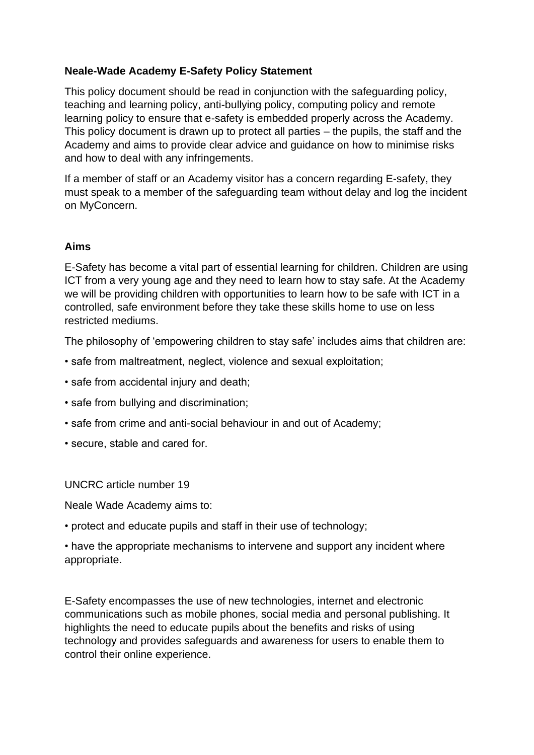**Neale-Wade Academy E-Safety Policy Statement**

This policy document should be read in conjunction with the safeguarding policy, teaching and learning policy, anti-bullying policy, computing policy and remote learning policy to ensure that e-safety is embedded properly across the Academy. This policy document is drawn up to protect all parties – the pupils, the staff and the Academy and aims to provide clear advice and guidance on how to minimise risks and how to deal with any infringements.

If a member of staff or an Academy visitor has a concern regarding E-safety, they must speak to a member of the safeguarding team without delay and log the incident on MyConcern.

**Aims**

E-Safety has become a vital part of essential learning for children. Children are using ICT from a very young age and they need to learn how to stay safe. At the Academy we will be providing children with opportunities to learn how to be safe with ICT in a controlled, safe environment before they take these skills home to use on less restricted mediums.

The philosophy of 'empowering children to stay safe' includes aims that children are:

- safe from maltreatment, neglect, violence and sexual exploitation;
- safe from accidental injury and death;
- safe from bullying and discrimination;
- safe from crime and anti-social behaviour in and out of Academy;
- secure, stable and cared for.

UNCRC article number 19

Neale Wade Academy aims to:

- protect and educate pupils and staff in their use of technology;
- have the appropriate mechanisms to intervene and support any incident where appropriate.

E-Safety encompasses the use of new technologies, internet and electronic communications such as mobile phones, social media and personal publishing. It highlights the need to educate pupils about the benefits and risks of using technology and provides safeguards and awareness for users to enable them to control their online experience.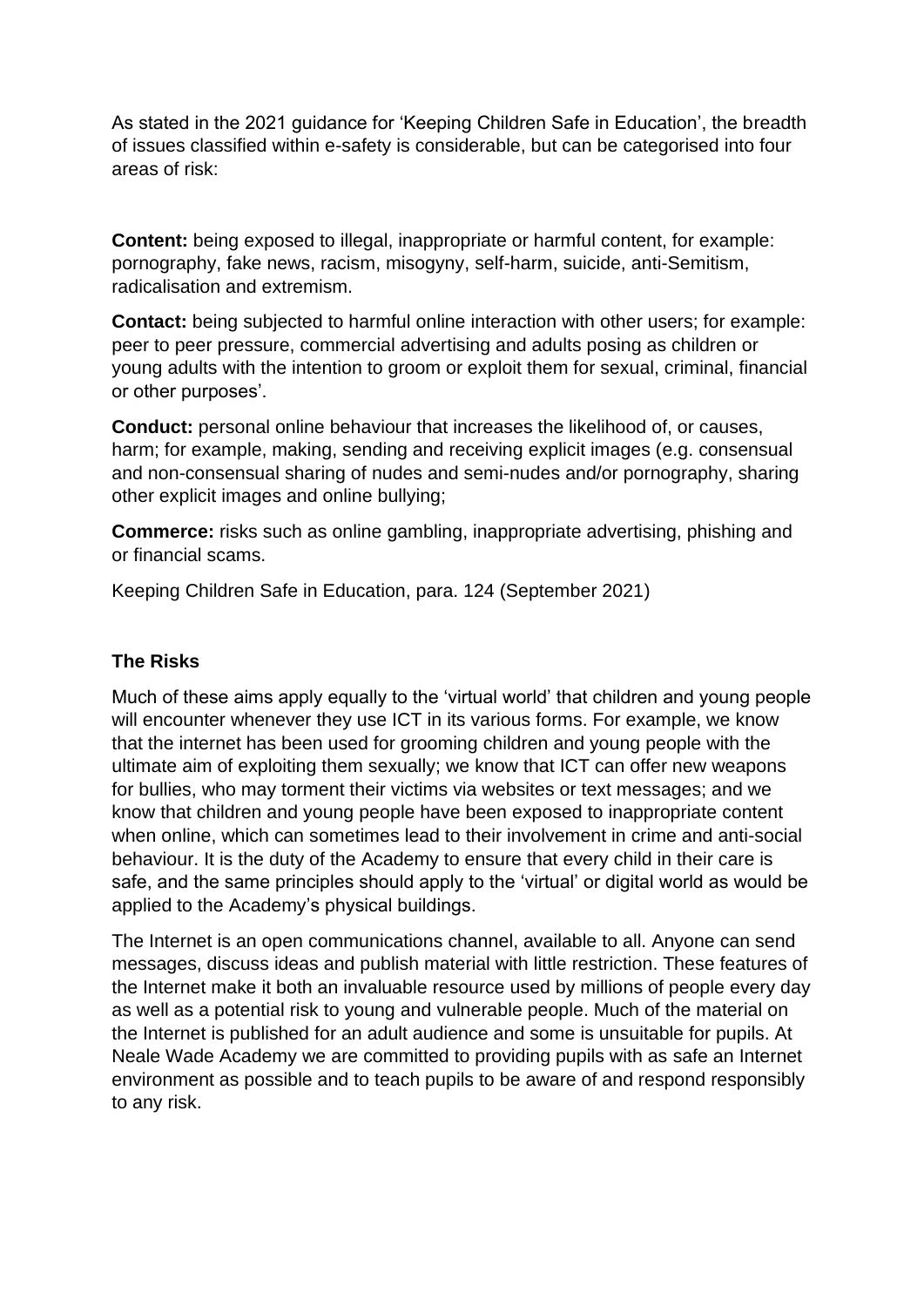As stated in the 2021 guidance for 'Keeping Children Safe in Education', the breadth of issues classified within e-safety is considerable, but can be categorised into four areas of risk:

**Content:** being exposed to illegal, inappropriate or harmful content, for example: pornography, fake news, racism, misogyny, self-harm, suicide, anti-Semitism, radicalisation and extremism.

**Contact:** being subjected to harmful online interaction with other users; for example: peer to peer pressure, commercial advertising and adults posing as children or young adults with the intention to groom or exploit them for sexual, criminal, financial or other purposes'.

**Conduct:** personal online behaviour that increases the likelihood of, or causes, harm; for example, making, sending and receiving explicit images (e.g. consensual and non-consensual sharing of nudes and semi-nudes and/or pornography, sharing other explicit images and online bullying;

**Commerce:** risks such as online gambling, inappropriate advertising, phishing and or financial scams.

Keeping Children Safe in Education, para. 124 (September 2021)

**The Risks**

Much of these aims apply equally to the 'virtual world' that children and young people will encounter whenever they use ICT in its various forms. For example, we know that the internet has been used for grooming children and young people with the ultimate aim of exploiting them sexually; we know that ICT can offer new weapons for bullies, who may torment their victims via websites or text messages; and we know that children and young people have been exposed to inappropriate content when online, which can sometimes lead to their involvement in crime and anti-social behaviour. It is the duty of the Academy to ensure that every child in their care is safe, and the same principles should apply to the 'virtual' or digital world as would be applied to the Academy's physical buildings.

The Internet is an open communications channel, available to all. Anyone can send messages, discuss ideas and publish material with little restriction. These features of the Internet make it both an invaluable resource used by millions of people every day as well as a potential risk to young and vulnerable people. Much of the material on the Internet is published for an adult audience and some is unsuitable for pupils. At Neale Wade Academy we are committed to providing pupils with as safe an Internet environment as possible and to teach pupils to be aware of and respond responsibly to any risk.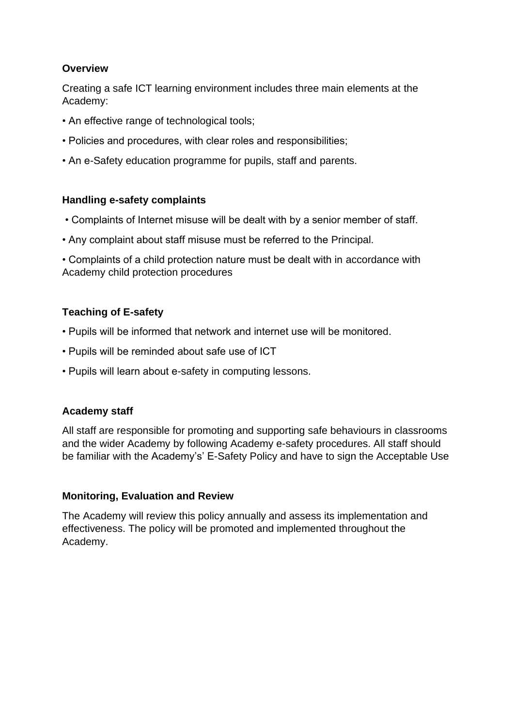**Overview**

Creating a safe ICT learning environment includes three main elements at the Academy:

- An effective range of technological tools;
- Policies and procedures, with clear roles and responsibilities;
- An e-Safety education programme for pupils, staff and parents.

**Handling e-safety complaints**

- Complaints of Internet misuse will be dealt with by a senior member of staff.
- Any complaint about staff misuse must be referred to the Principal.
- Complaints of a child protection nature must be dealt with in accordance with Academy child protection procedures

**Teaching of E-safety**

- Pupils will be informed that network and internet use will be monitored.
- Pupils will be reminded about safe use of ICT
- Pupils will learn about e-safety in computing lessons.

**Academy staff**

All staff are responsible for promoting and supporting safe behaviours in classrooms and the wider Academy by following Academy e-safety procedures. All staff should be familiar with the Academy's' E-Safety Policy and have to sign the Acceptable Use

**Monitoring, Evaluation and Review**

The Academy will review this policy annually and assess its implementation and effectiveness. The policy will be promoted and implemented throughout the Academy.